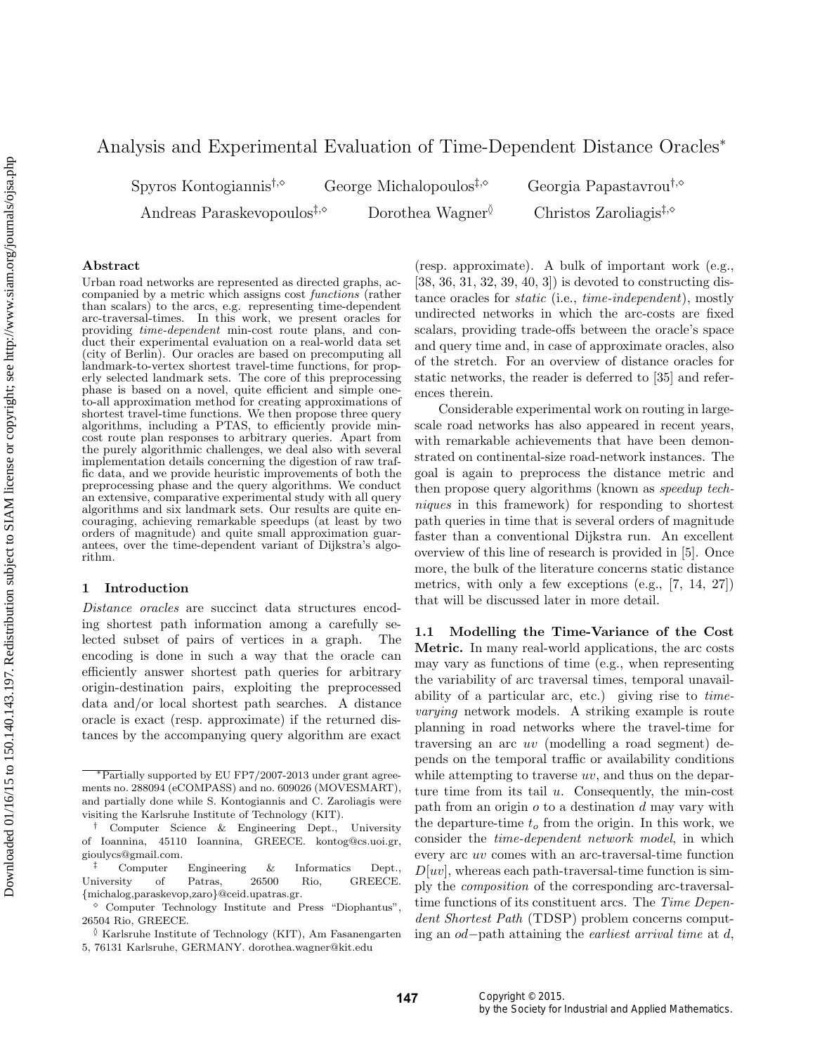# Analysis and Experimental Evaluation of Time-Dependent Distance Oracles*

Spyros Kontogiannis[†,⋄] George Michalopoulos[‡,⋄] Georgia Papastavrou[†,⋄]

Andreas Paraskevopoulos[‡,⋄] Dorothea Wagner[◊] Christos Zaroliagis[‡,⋄]

### Abstract

Urban road networks are represented as directed graphs, accompanied by a metric which assigns cost *functions* (rather than scalars) to the arcs, e.g. representing time-dependent arc-traversal-times. In this work, we present oracles for providing *time-dependent* min-cost route plans, and conduct their experimental evaluation on a real-world data set (city of Berlin). Our oracles are based on precomputing all landmark-to-vertex shortest travel-time functions, for properly selected landmark sets. The core of this preprocessing phase is based on a novel, quite efficient and simple one-to-all approximation method for creating approximations of shortest travel-time functions. We then propose three query algorithms, including a PTAS, to efficiently provide min-cost route plan responses to arbitrary queries. Apart from the purely algorithmic challenges, we deal also with several implementation details concerning the digestion of raw traffic data, and we provide heuristic improvements of both the preprocessing phase and the query algorithms. We conduct an extensive, comparative experimental study with all query algorithms and six landmark sets. Our results are quite encouraging, achieving remarkable speedups (at least by two orders of magnitude) and quite small approximation guarantees, over the time-dependent variant of Dijkstra's algorithm.

## 1 Introduction

*Distance oracles* are succinct data structures encoding shortest path information among a carefully selected subset of pairs of vertices in a graph. The encoding is done in such a way that the oracle can efficiently answer shortest path queries for arbitrary origin-destination pairs, exploiting the preprocessed data and/or local shortest path searches. A distance oracle is exact (resp. approximate) if the returned distances by the accompanying query algorithm are exact (resp. approximate). A bulk of important work (e.g., [38, 36, 31, 32, 39, 40, 3]) is devoted to constructing distance oracles for *static* (i.e., *time-independent*), mostly undirected networks in which the arc-costs are fixed scalars, providing trade-offs between the oracle's space and query time and, in case of approximate oracles, also of the stretch. For an overview of distance oracles for static networks, the reader is deferred to [35] and references therein.

Considerable experimental work on routing in large-scale road networks has also appeared in recent years, with remarkable achievements that have been demonstrated on continental-size road-network instances. The goal is again to preprocess the distance metric and then propose query algorithms (known as *speedup techniques* in this framework) for responding to shortest path queries in time that is several orders of magnitude faster than a conventional Dijkstra run. An excellent overview of this line of research is provided in [5]. Once more, the bulk of the literature concerns static distance metrics, with only a few exceptions (e.g., [7, 14, 27]) that will be discussed later in more detail.

**1.1 Modelling the Time-Variance of the Cost Metric.** In many real-world applications, the arc costs may vary as functions of time (e.g., when representing the variability of arc traversal times, temporal unavailability of a particular arc, etc.) giving rise to *time-varying* network models. A striking example is route planning in road networks where the travel-time for traversing an arc $uv$ (modelling a road segment) depends on the temporal traffic or availability conditions while attempting to traverse $uv$, and thus on the departure time from its tail $u$. Consequently, the min-cost path from an origin $o$ to a destination $d$ may vary with the departure-time $t_o$ from the origin. In this work, we consider the *time-dependent network model*, in which every arc $uv$ comes with an arc-traversal-time function $D[uv]$, whereas each path-traversal-time function is simply the *composition* of the corresponding arc-traversal-time functions of its constituent arcs. The *Time Dependent Shortest Path* (TDSP) problem concerns computing an $od-$path attaining the *earliest arrival time* at $d$,

---

*Partially supported by EU FP7/2007-2013 under grant agreements no. 288094 (eCOMPASS) and no. 609026 (MOVESMART), and partially done while S. Kontogiannis and C. Zaroliagis were visiting the Karlsruhe Institute of Technology (KIT).

[†] Computer Science & Engineering Dept., University of Ioannina, 45110 Ioannina, GREECE. kontog@cs.uoi.gr, gioulycs@gmail.com.

[‡] Computer Engineering & Informatics Dept., University of Patras, 26500 Rio, GREECE. {michalog,paraskevop,zaro}@ceid.upatras.gr.

[⋄] Computer Technology Institute and Press "Diophantus", 26504 Rio, GREECE.

[◊] Karlsruhe Institute of Technology (KIT), Am Fasanengarten 5, 76131 Karlsruhe, GERMANY. dorothea.wagner@kit.edu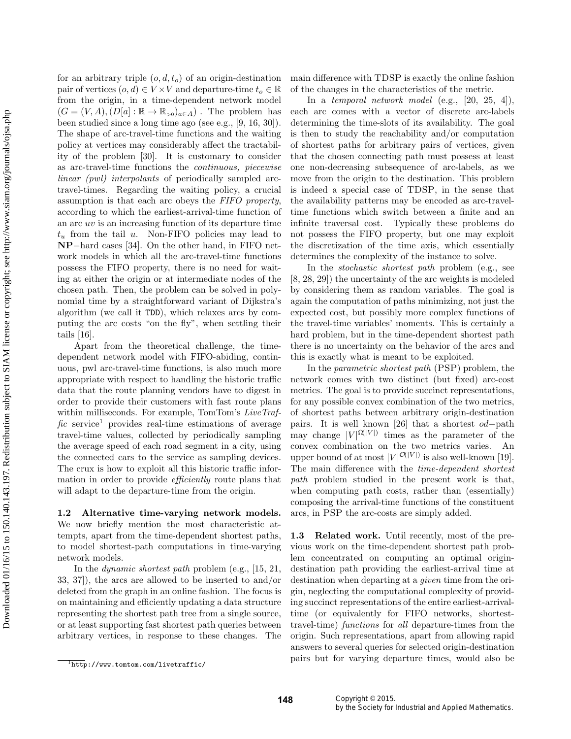for an arbitrary triple $(o, d, t_o)$ of an origin-destination pair of vertices $(o, d) \in V \times V$ and departure-time $t_o \in \mathbb{R}$ from the origin, in a time-dependent network model $(G = (V, A), (D[a] : \mathbb{R} \to \mathbb{R}_{>0})_{a \in A})$ . The problem has been studied since a long time ago (see e.g., [9, 16, 30]). The shape of arc-travel-time functions and the waiting policy at vertices may considerably affect the tractability of the problem [30]. It is customary to consider as arc-travel-time functions the *continuous, piecewise linear (pwl) interpolants* of periodically sampled arc-travel-times. Regarding the waiting policy, a crucial assumption is that each arc obeys the *FIFO property*, according to which the earliest-arrival-time function of an arc $uv$ is an increasing function of its departure time $t_u$ from the tail $u$. Non-FIFO policies may lead to **NP**−hard cases [34]. On the other hand, in FIFO network models in which all the arc-travel-time functions possess the FIFO property, there is no need for waiting at either the origin or at intermediate nodes of the chosen path. Then, the problem can be solved in polynomial time by a straightforward variant of Dijkstra's algorithm (we call it `TDD`), which relaxes arcs by computing the arc costs "on the fly", when settling their tails [16].

Apart from the theoretical challenge, the time-dependent network model with FIFO-abiding, continuous, pwl arc-travel-time functions, is also much more appropriate with respect to handling the historic traffic data that the route planning vendors have to digest in order to provide their customers with fast route plans within milliseconds. For example, TomTom's *LiveTraffic* service[1] provides real-time estimations of average travel-time values, collected by periodically sampling the average speed of each road segment in a city, using the connected cars to the service as sampling devices. The crux is how to exploit all this historic traffic information in order to provide *efficiently* route plans that will adapt to the departure-time from the origin.

**1.2 Alternative time-varying network models.** We now briefly mention the most characteristic attempts, apart from the time-dependent shortest paths, to model shortest-path computations in time-varying network models.

In the *dynamic shortest path* problem (e.g., [15, 21, 33, 37]), the arcs are allowed to be inserted to and/or deleted from the graph in an online fashion. The focus is on maintaining and efficiently updating a data structure representing the shortest path tree from a single source, or at least supporting fast shortest path queries between arbitrary vertices, in response to these changes. The main difference with TDSP is exactly the online fashion of the changes in the characteristics of the metric.

In a *temporal network model* (e.g., [20, 25, 4]), each arc comes with a vector of discrete arc-labels determining the time-slots of its availability. The goal is then to study the reachability and/or computation of shortest paths for arbitrary pairs of vertices, given that the chosen connecting path must possess at least one non-decreasing subsequence of arc-labels, as we move from the origin to the destination. This problem is indeed a special case of TDSP, in the sense that the availability patterns may be encoded as arc-travel-time functions which switch between a finite and an infinite traversal cost. Typically these problems do not possess the FIFO property, but one may exploit the discretization of the time axis, which essentially determines the complexity of the instance to solve.

In the *stochastic shortest path* problem (e.g., see [8, 28, 29]) the uncertainty of the arc weights is modeled by considering them as random variables. The goal is again the computation of paths minimizing, not just the expected cost, but possibly more complex functions of the travel-time variables' moments. This is certainly a hard problem, but in the time-dependent shortest path there is no uncertainty on the behavior of the arcs and this is exactly what is meant to be exploited.

In the *parametric shortest path* (PSP) problem, the network comes with two distinct (but fixed) arc-cost metrics. The goal is to provide succinct representations, for any possible convex combination of the two metrics, of shortest paths between arbitrary origin-destination pairs. It is well known [26] that a shortest $od$−path may change $|V|^{\Omega(|V|)}$ times as the parameter of the convex combination on the two metrics varies. An upper bound of at most $|V|^{\mathcal{O}(|V|)}$ is also well-known [19]. The main difference with the *time-dependent shortest path* problem studied in the present work is that, when computing path costs, rather than (essentially) composing the arrival-time functions of the constituent arcs, in PSP the arc-costs are simply added.

**1.3 Related work.** Until recently, most of the previous work on the time-dependent shortest path problem concentrated on computing an optimal origin-destination path providing the earliest-arrival time at destination when departing at a *given* time from the origin, neglecting the computational complexity of providing succinct representations of the entire earliest-arrival-time (or equivalently for FIFO networks, shortest-travel-time) *functions* for *all* departure-times from the origin. Such representations, apart from allowing rapid answers to several queries for selected origin-destination pairs but for varying departure times, would also be

[1] `http://www.tomtom.com/livetraffic/`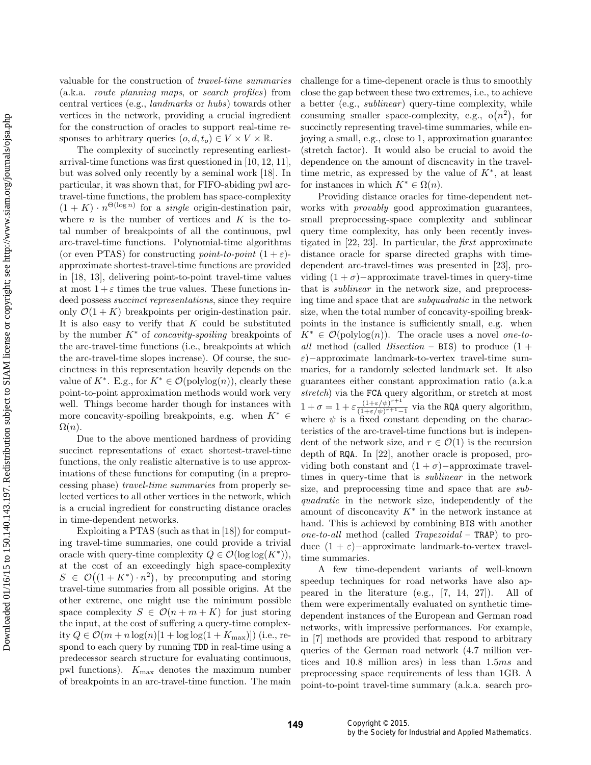valuable for the construction of *travel-time summaries* (a.k.a. *route planning maps*, or *search profiles*) from central vertices (e.g., *landmarks* or *hubs*) towards other vertices in the network, providing a crucial ingredient for the construction of oracles to support real-time responses to arbitrary queries $(o, d, t_o) \in V \times V \times \mathbb{R}$.

The complexity of succinctly representing earliest-arrival-time functions was first questioned in [10, 12, 11], but was solved only recently by a seminal work [18]. In particular, it was shown that, for FIFO-abiding pwl arc-travel-time functions, the problem has space-complexity $(1 + K) \cdot n^{\Theta(\log n)}$ for a *single* origin-destination pair, where $n$ is the number of vertices and $K$ is the total number of breakpoints of all the continuous, pwl arc-travel-time functions. Polynomial-time algorithms (or even PTAS) for constructing *point-to-point* $(1 + \varepsilon)$-approximate shortest-travel-time functions are provided in [18, 13], delivering point-to-point travel-time values at most $1 + \varepsilon$ times the true values. These functions indeed possess *succinct representations*, since they require only $\mathcal{O}(1 + K)$ breakpoints per origin-destination pair. It is also easy to verify that $K$ could be substituted by the number $K^*$ of *concavity-spoiling* breakpoints of the arc-travel-time functions (i.e., breakpoints at which the arc-travel-time slopes increase). Of course, the succinctness in this representation heavily depends on the value of $K^*$. E.g., for $K^* \in \mathcal{O}(\text{polylog}(n))$, clearly these point-to-point approximation methods would work very well. Things become harder though for instances with more concavity-spoiling breakpoints, e.g. when $K^* \in \Omega(n)$.

Due to the above mentioned hardness of providing succinct representations of exact shortest-travel-time functions, the only realistic alternative is to use approximations of these functions for computing (in a preprocessing phase) *travel-time summaries* from properly selected vertices to all other vertices in the network, which is a crucial ingredient for constructing distance oracles in time-dependent networks.

Exploiting a PTAS (such as that in [18]) for computing travel-time summaries, one could provide a trivial oracle with query-time complexity $Q \in \mathcal{O}(\log\log(K^*))$, at the cost of an exceedingly high space-complexity $S \in \mathcal{O}\big((1 + K^*) \cdot n^2\big)$, by precomputing and storing travel-time summaries from all possible origins. At the other extreme, one might use the minimum possible space complexity $S \in \mathcal{O}(n + m + K)$ for just storing the input, at the cost of suffering a query-time complexity $Q \in \mathcal{O}(m + n\log(n)[1 + \log\log(1 + K_{\max})])$ (i.e., respond to each query by running TDD in real-time using a predecessor search structure for evaluating continuous, pwl functions). $K_{\max}$ denotes the maximum number of breakpoints in an arc-travel-time function. The main challenge for a time-depenent oracle is thus to smoothly close the gap between these two extremes, i.e., to achieve a better (e.g., *sublinear*) query-time complexity, while consuming smaller space-complexity, e.g., $o(n^2)$, for succinctly representing travel-time summaries, while enjoying a small, e.g., close to 1, approximation guarantee (stretch factor). It would also be crucial to avoid the dependence on the amount of discncavity in the travel-time metric, as expressed by the value of $K^*$, at least for instances in which $K^* \in \Omega(n)$.

Providing distance oracles for time-dependent networks with *provably* good approximation guarantees, small preprocessing-space complexity and sublinear query time complexity, has only been recently investigated in [22, 23]. In particular, the *first* approximate distance oracle for sparse directed graphs with time-dependent arc-travel-times was presented in [23], providing $(1 + \sigma)-$approximate travel-times in query-time that is *sublinear* in the network size, and preprocessing time and space that are *subquadratic* in the network size, when the total number of concavity-spoiling breakpoints in the instance is sufficiently small, e.g. when $K^* \in \mathcal{O}(\text{polylog}(n))$. The oracle uses a novel *one-to-all* method (called *Bisection* – BIS) to produce $(1 + \varepsilon)-$approximate landmark-to-vertex travel-time summaries, for a randomly selected landmark set. It also guarantees either constant approximation ratio (a.k.a *stretch*) via the FCA query algorithm, or stretch at most $1 + \sigma = 1 + \varepsilon \frac{(1+\varepsilon/\psi)^{r+1}}{(1+\varepsilon/\psi)^{r+1}-1}$ via the RQA query algorithm, where $\psi$ is a fixed constant depending on the characteristics of the arc-travel-time functions but is independent of the network size, and $r \in \mathcal{O}(1)$ is the recursion depth of RQA. In [22], another oracle is proposed, providing both constant and $(1 + \sigma)-$approximate travel-times in query-time that is *sublinear* in the network size, and preprocessing time and space that are *subquadratic* in the network size, independently of the amount of disconcavity $K^*$ in the network instance at hand. This is achieved by combining BIS with another *one-to-all* method (called *Trapezoidal* – TRAP) to produce $(1 + \varepsilon)-$approximate landmark-to-vertex travel-time summaries.

A few time-dependent variants of well-known speedup techniques for road networks have also appeared in the literature (e.g., [7, 14, 27]). All of them were experimentally evaluated on synthetic time-dependent instances of the European and German road networks, with impressive performances. For example, in [7] methods are provided that respond to arbitrary queries of the German road network (4.7 million vertices and 10.8 million arcs) in less than 1.5$ms$ and preprocessing space requirements of less than 1GB. A point-to-point travel-time summary (a.k.a. search pro-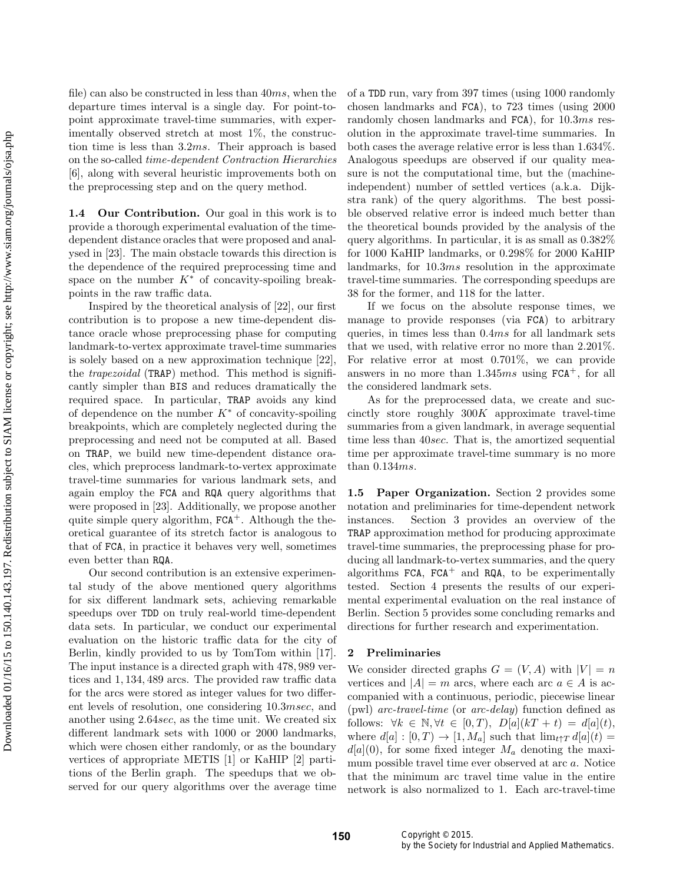file) can also be constructed in less than $40ms$, when the departure times interval is a single day. For point-to-point approximate travel-time summaries, with experimentally observed stretch at most 1%, the construction time is less than $3.2ms$. Their approach is based on the so-called *time-dependent Contraction Hierarchies* [6], along with several heuristic improvements both on the preprocessing step and on the query method.

**1.4 Our Contribution.** Our goal in this work is to provide a thorough experimental evaluation of the time-dependent distance oracles that were proposed and analysed in [23]. The main obstacle towards this direction is the dependence of the required preprocessing time and space on the number $K^*$ of concavity-spoiling breakpoints in the raw traffic data.

Inspired by the theoretical analysis of [22], our first contribution is to propose a new time-dependent distance oracle whose preprocessing phase for computing landmark-to-vertex approximate travel-time summaries is solely based on a new approximation technique [22], the *trapezoidal* (TRAP) method. This method is significantly simpler than BIS and reduces dramatically the required space. In particular, TRAP avoids any kind of dependence on the number $K^*$ of concavity-spoiling breakpoints, which are completely neglected during the preprocessing and need not be computed at all. Based on TRAP, we build new time-dependent distance oracles, which preprocess landmark-to-vertex approximate travel-time summaries for various landmark sets, and again employ the FCA and RQA query algorithms that were proposed in [23]. Additionally, we propose another quite simple query algorithm, $\text{FCA}^+$. Although the theoretical guarantee of its stretch factor is analogous to that of FCA, in practice it behaves very well, sometimes even better than RQA.

Our second contribution is an extensive experimental study of the above mentioned query algorithms for six different landmark sets, achieving remarkable speedups over TDD on truly real-world time-dependent data sets. In particular, we conduct our experimental evaluation on the historic traffic data for the city of Berlin, kindly provided to us by TomTom within [17]. The input instance is a directed graph with 478,989 vertices and 1,134,489 arcs. The provided raw traffic data for the arcs were stored as integer values for two different levels of resolution, one considering $10.3msec$, and another using $2.64sec$, as the time unit. We created six different landmark sets with 1000 or 2000 landmarks, which were chosen either randomly, or as the boundary vertices of appropriate METIS [1] or KaHIP [2] partitions of the Berlin graph. The speedups that we observed for our query algorithms over the average time of a TDD run, vary from 397 times (using 1000 randomly chosen landmarks and FCA), to 723 times (using 2000 randomly chosen landmarks and FCA), for $10.3ms$ resolution in the approximate travel-time summaries. In both cases the average relative error is less than 1.634%. Analogous speedups are observed if our quality measure is not the computational time, but the (machine-independent) number of settled vertices (a.k.a. Dijkstra rank) of the query algorithms. The best possible observed relative error is indeed much better than the theoretical bounds provided by the analysis of the query algorithms. In particular, it is as small as 0.382% for 1000 KaHIP landmarks, or 0.298% for 2000 KaHIP landmarks, for $10.3ms$ resolution in the approximate travel-time summaries. The corresponding speedups are 38 for the former, and 118 for the latter.

If we focus on the absolute response times, we manage to provide responses (via FCA) to arbitrary queries, in times less than $0.4ms$ for all landmark sets that we used, with relative error no more than 2.201%. For relative error at most 0.701%, we can provide answers in no more than $1.345ms$ using $\text{FCA}^+$, for all the considered landmark sets.

As for the preprocessed data, we create and succinctly store roughly $300K$ approximate travel-time summaries from a given landmark, in average sequential time less than $40sec$. That is, the amortized sequential time per approximate travel-time summary is no more than $0.134ms$.

**1.5 Paper Organization.** Section 2 provides some notation and preliminaries for time-dependent network instances. Section 3 provides an overview of the TRAP approximation method for producing approximate travel-time summaries, the preprocessing phase for producing all landmark-to-vertex summaries, and the query algorithms FCA, $\text{FCA}^+$ and RQA, to be experimentally tested. Section 4 presents the results of our experimental experimental evaluation on the real instance of Berlin. Section 5 provides some concluding remarks and directions for further research and experimentation.

## 2 Preliminaries

We consider directed graphs $G = (V, A)$ with $|V| = n$ vertices and $|A| = m$ arcs, where each arc $a \in A$ is accompanied with a continuous, periodic, piecewise linear (pwl) *arc-travel-time* (or *arc-delay*) function defined as follows: $\forall k \in \mathbb{N}, \forall t \in [0, T),\ D[a](kT + t) = d[a](t)$, where $d[a] : [0, T) \to [1, M_a]$ such that $\lim_{t \uparrow T} d[a](t) = d[a](0)$, for some fixed integer $M_a$ denoting the maximum possible travel time ever observed at arc $a$. Notice that the minimum arc travel time value in the entire network is also normalized to 1. Each arc-travel-time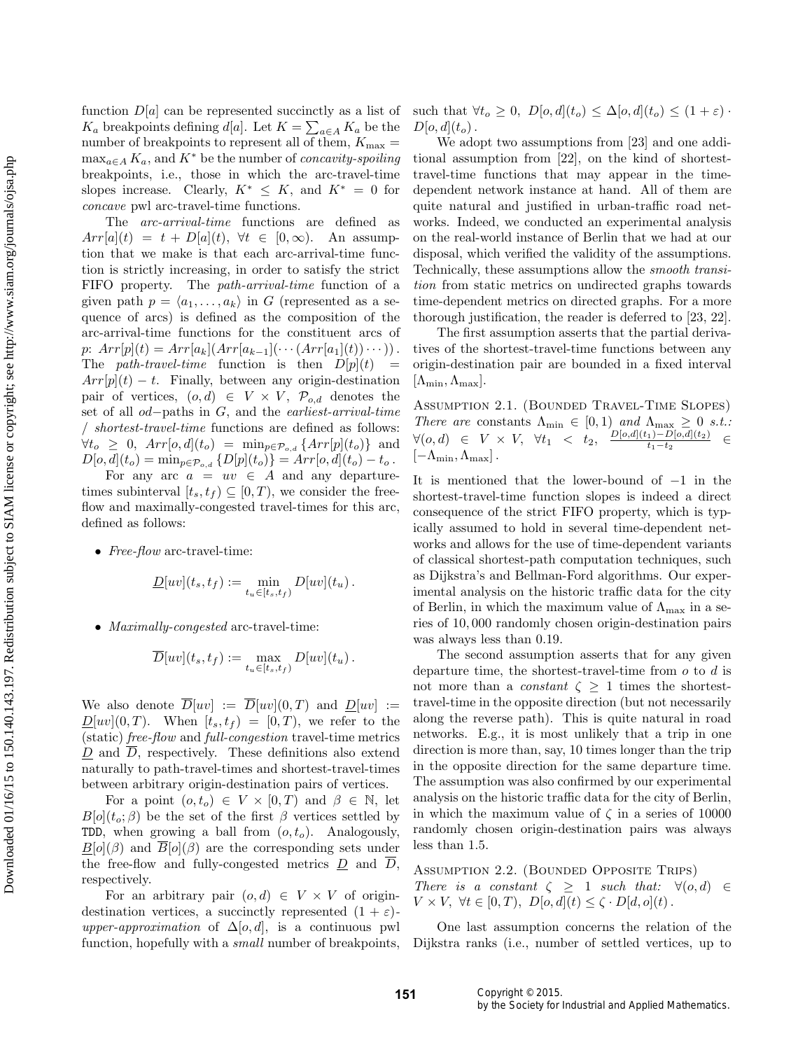function $D[a]$ can be represented succinctly as a list of $K_a$ breakpoints defining $d[a]$. Let $K = \sum_{a \in A} K_a$ be the number of breakpoints to represent all of them, $K_{\max} = \max_{a \in A} K_a$, and $K^*$ be the number of *concavity-spoiling* breakpoints, i.e., those in which the arc-travel-time slopes increase. Clearly, $K^* \leq K$, and $K^* = 0$ for *concave* pwl arc-travel-time functions.

The *arc-arrival-time* functions are defined as $Arr[a](t) = t + D[a](t), \ \forall t \in [0, \infty)$. An assumption that we make is that each arc-arrival-time function is strictly increasing, in order to satisfy the strict FIFO property. The *path-arrival-time* function of a given path $p = \langle a_1, \ldots, a_k \rangle$ in $G$ (represented as a sequence of arcs) is defined as the composition of the arc-arrival-time functions for the constituent arcs of $p$: $Arr[p](t) = Arr[a_k](Arr[a_{k-1}](\cdots(Arr[a_1](t))\cdots))$. The *path-travel-time* function is then $D[p](t) = Arr[p](t) - t$. Finally, between any origin-destination pair of vertices, $(o, d) \in V \times V$, $\mathcal{P}_{o,d}$ denotes the set of all $od-$paths in $G$, and the *earliest-arrival-time / shortest-travel-time* functions are defined as follows: $\forall t_o \geq 0, \ Arr[o, d](t_o) = \min_{p \in \mathcal{P}_{o,d}} \{Arr[p](t_o)\}$ and $D[o, d](t_o) = \min_{p \in \mathcal{P}_{o,d}} \{D[p](t_o)\} = Arr[o, d](t_o) - t_o$.

For any arc $a = uv \in A$ and any departure-times subinterval $[t_s, t_f) \subseteq [0, T)$, we consider the free-flow and maximally-congested travel-times for this arc, defined as follows:

- *Free-flow* arc-travel-time:

$$\underline{D}[uv](t_s, t_f) := \min_{t_u \in [t_s, t_f)} D[uv](t_u).$$

- *Maximally-congested* arc-travel-time:

$$\overline{D}[uv](t_s, t_f) := \max_{t_u \in [t_s, t_f)} D[uv](t_u).$$

We also denote $\overline{D}[uv] := \overline{D}[uv](0, T)$ and $\underline{D}[uv] := \underline{D}[uv](0, T)$. When $[t_s, t_f) = [0, T)$, we refer to the (static) *free-flow* and *full-congestion* travel-time metrics $\underline{D}$ and $\overline{D}$, respectively. These definitions also extend naturally to path-travel-times and shortest-travel-times between arbitrary origin-destination pairs of vertices.

For a point $(o, t_o) \in V \times [0, T)$ and $\beta \in \mathbb{N}$, let $B[o](t_o; \beta)$ be the set of the first $\beta$ vertices settled by TDD, when growing a ball from $(o, t_o)$. Analogously, $\underline{B}[o](\beta)$ and $\overline{B}[o](\beta)$ are the corresponding sets under the free-flow and fully-congested metrics $\underline{D}$ and $\overline{D}$, respectively.

For an arbitrary pair $(o, d) \in V \times V$ of origin-destination vertices, a succinctly represented $(1+\varepsilon)$-*upper-approximation* of $\Delta[o, d]$, is a continuous pwl function, hopefully with a *small* number of breakpoints, such that $\forall t_o \geq 0, \ D[o, d](t_o) \leq \Delta[o, d](t_o) \leq (1 + \varepsilon) \cdot D[o, d](t_o)$.

We adopt two assumptions from [23] and one additional assumption from [22], on the kind of shortest-travel-time functions that may appear in the time-dependent network instance at hand. All of them are quite natural and justified in urban-traffic road networks. Indeed, we conducted an experimental analysis on the real-world instance of Berlin that we had at our disposal, which verified the validity of the assumptions. Technically, these assumptions allow the *smooth transition* from static metrics on undirected graphs towards time-dependent metrics on directed graphs. For a more thorough justification, the reader is deferred to [23, 22].

The first assumption asserts that the partial derivatives of the shortest-travel-time functions between any origin-destination pair are bounded in a fixed interval $[\Lambda_{\min}, \Lambda_{\max}]$.

Assumption 2.1. (Bounded Travel-Time Slopes) *There are* constants $\Lambda_{\min} \in [0, 1)$ *and* $\Lambda_{\max} \geq 0$ *s.t.:* $\forall (o, d) \in V \times V, \ \forall t_1 < t_2, \ \frac{D[o,d](t_1) - D[o,d](t_2)}{t_1 - t_2} \in [-\Lambda_{\min}, \Lambda_{\max}]$.

It is mentioned that the lower-bound of $-1$ in the shortest-travel-time function slopes is indeed a direct consequence of the strict FIFO property, which is typically assumed to hold in several time-dependent networks and allows for the use of time-dependent variants of classical shortest-path computation techniques, such as Dijkstra's and Bellman-Ford algorithms. Our experimental analysis on the historic traffic data for the city of Berlin, in which the maximum value of $\Lambda_{\max}$ in a series of 10,000 randomly chosen origin-destination pairs was always less than 0.19.

The second assumption asserts that for any given departure time, the shortest-travel-time from $o$ to $d$ is not more than a *constant* $\zeta \geq 1$ times the shortest-travel-time in the opposite direction (but not necessarily along the reverse path). This is quite natural in road networks. E.g., it is most unlikely that a trip in one direction is more than, say, 10 times longer than the trip in the opposite direction for the same departure time. The assumption was also confirmed by our experimental analysis on the historic traffic data for the city of Berlin, in which the maximum value of $\zeta$ in a series of 10000 randomly chosen origin-destination pairs was always less than 1.5.

Assumption 2.2. (Bounded Opposite Trips) *There is a constant $\zeta \geq 1$ such that: $\forall (o, d) \in V \times V, \ \forall t \in [0, T), \ D[o, d](t) \leq \zeta \cdot D[d, o](t)$.*

One last assumption concerns the relation of the Dijkstra ranks (i.e., number of settled vertices, up to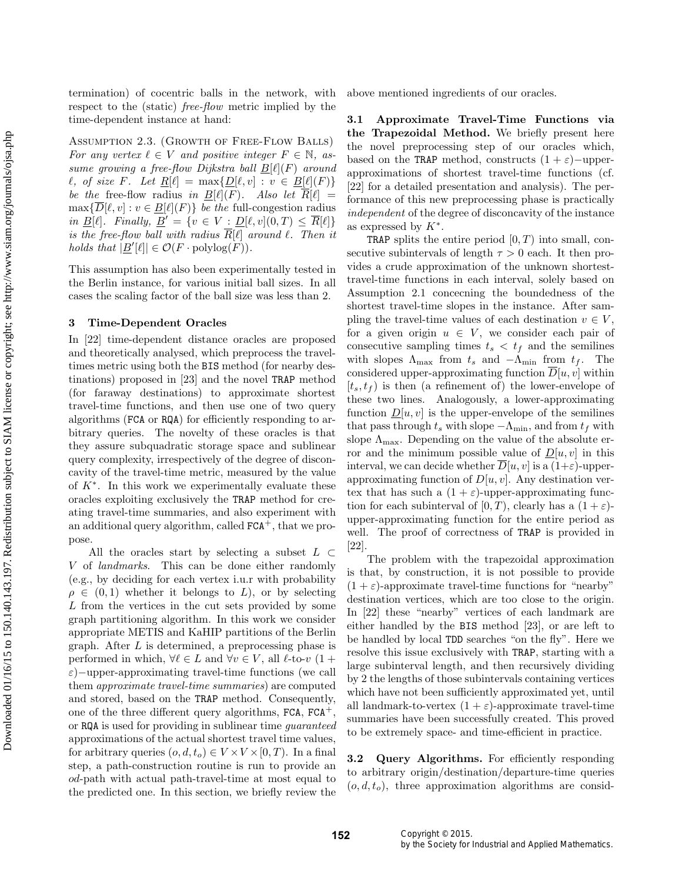termination) of cocentric balls in the network, with respect to the (static) *free-flow* metric implied by the time-dependent instance at hand:

Assumption 2.3. (Growth of Free-Flow Balls) *For any vertex $\ell \in V$ and positive integer $F \in \mathbb{N}$, assume growing a free-flow Dijkstra ball $\underline{B}[\ell](F)$ around $\ell$, of size $F$. Let $\underline{R}[\ell] = \max\{\underline{D}[\ell, v] : v \in \underline{B}[\ell](F)\}$ be the* free-flow radius *in $\underline{B}[\ell](F)$. Also let $\overline{R}[\ell] = \max\{\overline{D}[\ell, v] : v \in \underline{B}[\ell](F)\}$ be the* full-congestion radius *in $\underline{B}[\ell]$. Finally, $\underline{B}' = \{v \in V : \underline{D}[\ell, v](0, T) \leq \overline{R}[\ell]\}$ is the free-flow ball with radius $\overline{R}[\ell]$ around $\ell$. Then it holds that $|\underline{B}'[\ell]| \in \mathcal{O}(F \cdot \mathrm{polylog}(F))$.*

This assumption has also been experimentally tested in the Berlin instance, for various initial ball sizes. In all cases the scaling factor of the ball size was less than 2.

## 3 Time-Dependent Oracles

In [22] time-dependent distance oracles are proposed and theoretically analysed, which preprocess the travel-times metric using both the BIS method (for nearby destinations) proposed in [23] and the novel TRAP method (for faraway destinations) to approximate shortest travel-time functions, and then use one of two query algorithms (FCA or RQA) for efficiently responding to arbitrary queries. The novelty of these oracles is that they assure subquadratic storage space and sublinear query complexity, irrespectively of the degree of disconcavity of the travel-time metric, measured by the value of $K^*$. In this work we experimentally evaluate these oracles exploiting exclusively the TRAP method for creating travel-time summaries, and also experiment with an additional query algorithm, called FCA$^+$, that we propose.

All the oracles start by selecting a subset $L \subset V$ of *landmarks*. This can be done either randomly (e.g., by deciding for each vertex i.u.r with probability $\rho \in (0, 1)$ whether it belongs to $L$), or by selecting $L$ from the vertices in the cut sets provided by some graph partitioning algorithm. In this work we consider appropriate METIS and KaHIP partitions of the Berlin graph. After $L$ is determined, a preprocessing phase is performed in which, $\forall \ell \in L$ and $\forall v \in V$, all $\ell$-to-$v$ $(1 + \varepsilon)$−upper-approximating travel-time functions (we call them *approximate travel-time summaries*) are computed and stored, based on the TRAP method. Consequently, one of the three different query algorithms, FCA, FCA$^+$, or RQA is used for providing in sublinear time *guaranteed* approximations of the actual shortest travel time values, for arbitrary queries $(o, d, t_o) \in V \times V \times [0, T)$. In a final step, a path-construction routine is run to provide an *od*-path with actual path-travel-time at most equal to the predicted one. In this section, we briefly review the above mentioned ingredients of our oracles.

### 3.1 Approximate Travel-Time Functions via the Trapezoidal Method.

We briefly present here the novel preprocessing step of our oracles which, based on the TRAP method, constructs $(1 + \varepsilon)$−upper-approximations of shortest travel-time functions (cf. [22] for a detailed presentation and analysis). The performance of this new preprocessing phase is practically *independent* of the degree of disconcavity of the instance as expressed by $K^*$.

TRAP splits the entire period $[0, T)$ into small, consecutive subintervals of length $\tau > 0$ each. It then provides a crude approximation of the unknown shortest-travel-time functions in each interval, solely based on Assumption 2.1 concecning the boundedness of the shortest travel-time slopes in the instance. After sampling the travel-time values of each destination $v \in V$, for a given origin $u \in V$, we consider each pair of consecutive sampling times $t_s < t_f$ and the semilines with slopes $\Lambda_{\max}$ from $t_s$ and $-\Lambda_{\min}$ from $t_f$. The considered upper-approximating function $\overline{D}[u, v]$ within $[t_s, t_f)$ is then (a refinement of) the lower-envelope of these two lines. Analogously, a lower-approximating function $\underline{D}[u, v]$ is the upper-envelope of the semilines that pass through $t_s$ with slope $-\Lambda_{\min}$, and from $t_f$ with slope $\Lambda_{\max}$. Depending on the value of the absolute error and the minimum possible value of $\underline{D}[u, v]$ in this interval, we can decide whether $\overline{D}[u, v]$ is a $(1+\varepsilon)$-upper-approximating function of $D[u, v]$. Any destination vertex that has such a $(1 + \varepsilon)$-upper-approximating function for each subinterval of $[0, T)$, clearly has a $(1 + \varepsilon)$-upper-approximating function for the entire period as well. The proof of correctness of TRAP is provided in [22].

The problem with the trapezoidal approximation is that, by construction, it is not possible to provide $(1 + \varepsilon)$-approximate travel-time functions for "nearby" destination vertices, which are too close to the origin. In [22] these "nearby" vertices of each landmark are either handled by the BIS method [23], or are left to be handled by local TDD searches "on the fly". Here we resolve this issue exclusively with TRAP, starting with a large subinterval length, and then recursively dividing by 2 the lengths of those subintervals containing vertices which have not been sufficiently approximated yet, until all landmark-to-vertex $(1 + \varepsilon)$-approximate travel-time summaries have been successfully created. This proved to be extremely space- and time-efficient in practice.

### 3.2 Query Algorithms.

For efficiently responding to arbitrary origin/destination/departure-time queries $(o, d, t_o)$, three approximation algorithms are consid-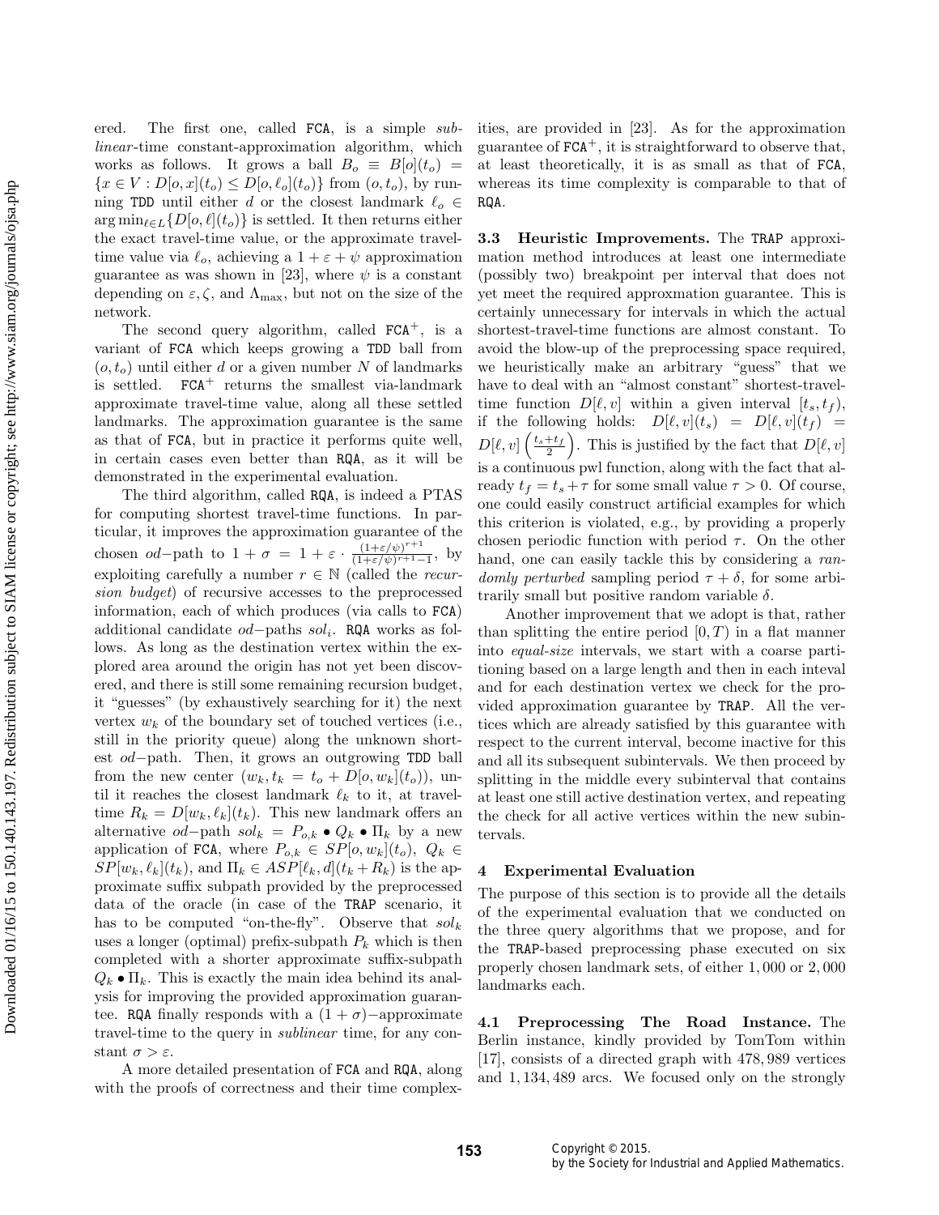ered. The first one, called FCA, is a simple *sublinear*-time constant-approximation algorithm, which works as follows. It grows a ball $B_o \equiv B[o](t_o) = \{x \in V : D[o,x](t_o) \leq D[o,\ell_o](t_o)\}$ from $(o, t_o)$, by running TDD until either $d$ or the closest landmark $\ell_o \in \arg\min_{\ell \in L}\{D[o,\ell](t_o)\}$ is settled. It then returns either the exact travel-time value, or the approximate travel-time value via $\ell_o$, achieving a $1+\varepsilon+\psi$ approximation guarantee as was shown in [23], where $\psi$ is a constant depending on $\varepsilon, \zeta$, and $\Lambda_{\max}$, but not on the size of the network.

The second query algorithm, called FCA$^+$, is a variant of FCA which keeps growing a TDD ball from $(o, t_o)$ until either $d$ or a given number $N$ of landmarks is settled. FCA$^+$ returns the smallest via-landmark approximate travel-time value, along all these settled landmarks. The approximation guarantee is the same as that of FCA, but in practice it performs quite well, in certain cases even better than RQA, as it will be demonstrated in the experimental evaluation.

The third algorithm, called RQA, is indeed a PTAS for computing shortest travel-time functions. In particular, it improves the approximation guarantee of the chosen $od$−path to $1+\sigma = 1+\varepsilon \cdot \frac{(1+\varepsilon/\psi)^{r+1}}{(1+\varepsilon/\psi)^{r+1}-1}$, by exploiting carefully a number $r \in \mathbb{N}$ (called the *recursion budget*) of recursive accesses to the preprocessed information, each of which produces (via calls to FCA) additional candidate $od$−paths $sol_i$. RQA works as follows. As long as the destination vertex within the explored area around the origin has not yet been discovered, and there is still some remaining recursion budget, it "guesses" (by exhaustively searching for it) the next vertex $w_k$ of the boundary set of touched vertices (i.e., still in the priority queue) along the unknown shortest $od$−path. Then, it grows an outgrowing TDD ball from the new center $(w_k, t_k = t_o + D[o, w_k](t_o))$, until it reaches the closest landmark $\ell_k$ to it, at travel-time $R_k = D[w_k, \ell_k](t_k)$. This new landmark offers an alternative $od$−path $sol_k = P_{o,k} \bullet Q_k \bullet \Pi_k$ by a new application of FCA, where $P_{o,k} \in SP[o,w_k](t_o)$, $Q_k \in SP[w_k,\ell_k](t_k)$, and $\Pi_k \in ASP[\ell_k, d](t_k + R_k)$ is the approximate suffix subpath provided by the preprocessed data of the oracle (in case of the TRAP scenario, it has to be computed "on-the-fly". Observe that $sol_k$ uses a longer (optimal) prefix-subpath $P_k$ which is then completed with a shorter approximate suffix-subpath $Q_k \bullet \Pi_k$. This is exactly the main idea behind its analysis for improving the provided approximation guarantee. RQA finally responds with a $(1+\sigma)$−approximate travel-time to the query in *sublinear* time, for any constant $\sigma > \varepsilon$.

A more detailed presentation of FCA and RQA, along with the proofs of correctness and their time complexities, are provided in [23]. As for the approximation guarantee of FCA$^+$, it is straightforward to observe that, at least theoretically, it is as small as that of FCA, whereas its time complexity is comparable to that of RQA.

**3.3 Heuristic Improvements.** The TRAP approximation method introduces at least one intermediate (possibly two) breakpoint per interval that does not yet meet the required approxmation guarantee. This is certainly unnecessary for intervals in which the actual shortest-travel-time functions are almost constant. To avoid the blow-up of the preprocessing space required, we heuristically make an arbitrary "guess" that we have to deal with an "almost constant" shortest-travel-time function $D[\ell, v]$ within a given interval $[t_s, t_f)$, if the following holds: $D[\ell, v](t_s) = D[\ell, v](t_f) = D[\ell, v]\left(\frac{t_s+t_f}{2}\right)$. This is justified by the fact that $D[\ell, v]$ is a continuous pwl function, along with the fact that already $t_f = t_s + \tau$ for some small value $\tau > 0$. Of course, one could easily construct artificial examples for which this criterion is violated, e.g., by providing a properly chosen periodic function with period $\tau$. On the other hand, one can easily tackle this by considering a *randomly perturbed* sampling period $\tau + \delta$, for some arbitrarily small but positive random variable $\delta$.

Another improvement that we adopt is that, rather than splitting the entire period $[0, T)$ in a flat manner into *equal-size* intervals, we start with a coarse partitioning based on a large length and then in each inteval and for each destination vertex we check for the provided approximation guarantee by TRAP. All the vertices which are already satisfied by this guarantee with respect to the current interval, become inactive for this and all its subsequent subintervals. We then proceed by splitting in the middle every subinterval that contains at least one still active destination vertex, and repeating the check for all active vertices within the new subintervals.

## 4 Experimental Evaluation

The purpose of this section is to provide all the details of the experimental evaluation that we conducted on the three query algorithms that we propose, and for the TRAP-based preprocessing phase executed on six properly chosen landmark sets, of either 1,000 or 2,000 landmarks each.

**4.1 Preprocessing The Road Instance.** The Berlin instance, kindly provided by TomTom within [17], consists of a directed graph with 478,989 vertices and 1,134,489 arcs. We focused only on the strongly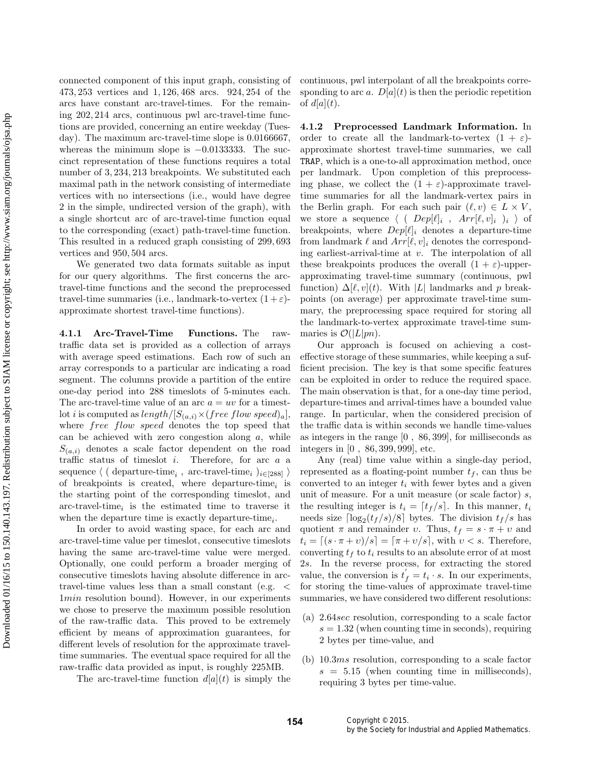connected component of this input graph, consisting of 473,253 vertices and 1,126,468 arcs. 924,254 of the arcs have constant arc-travel-times. For the remaining 202,214 arcs, continuous pwl arc-travel-time functions are provided, concerning an entire weekday (Tuesday). The maximum arc-travel-time slope is 0.0166667, whereas the minimum slope is −0.0133333. The succinct representation of these functions requires a total number of 3,234,213 breakpoints. We substituted each maximal path in the network consisting of intermediate vertices with no intersections (i.e., would have degree 2 in the simple, undirected version of the graph), with a single shortcut arc of arc-travel-time function equal to the corresponding (exact) path-travel-time function. This resulted in a reduced graph consisting of 299,693 vertices and 950,504 arcs.

We generated two data formats suitable as input for our query algorithms. The first concerns the arc-travel-time functions and the second the preprocessed travel-time summaries (i.e., landmark-to-vertex $(1+\varepsilon)$-approximate shortest travel-time functions).

**4.1.1 Arc-Travel-Time Functions.** The raw-traffic data set is provided as a collection of arrays with average speed estimations. Each row of such an array corresponds to a particular arc indicating a road segment. The columns provide a partition of the entire one-day period into 288 timeslots of 5-minutes each. The arc-travel-time value of an arc $a = uv$ for a timestlot $i$ is computed as $length/[S_{(a,i)} \times (free\ flow\ speed)_a]$, where *free flow speed* denotes the top speed that can be achieved with zero congestion along $a$, while $S_{(a,i)}$ denotes a scale factor dependent on the road traffic status of timeslot $i$. Therefore, for arc $a$ a sequence $\langle$ ( departure-time$_i$ , arc-travel-time$_i$ )$_{i\in[288]}$ $\rangle$ of breakpoints is created, where departure-time$_i$ is the starting point of the corresponding timeslot, and arc-travel-time$_i$ is the estimated time to traverse it when the departure time is exactly departure-time$_i$.

In order to avoid wasting space, for each arc and arc-travel-time value per timeslot, consecutive timeslots having the same arc-travel-time value were merged. Optionally, one could perform a broader merging of consecutive timeslots having absolute difference in arc-travel-time values less than a small constant (e.g. $< 1min$ resolution bound). However, in our experiments we chose to preserve the maximum possible resolution of the raw-traffic data. This proved to be extremely efficient by means of approximation guarantees, for different levels of resolution for the approximate travel-time summaries. The eventual space required for all the raw-traffic data provided as input, is roughly 225MB.

The arc-travel-time function $d[a](t)$ is simply the continuous, pwl interpolant of all the breakpoints corresponding to arc $a$. $D[a](t)$ is then the periodic repetition of $d[a](t)$.

**4.1.2 Preprocessed Landmark Information.** In order to create all the landmark-to-vertex $(1+\varepsilon)$-approximate shortest travel-time summaries, we call TRAP, which is a one-to-all approximation method, once per landmark. Upon completion of this preprocessing phase, we collect the $(1+\varepsilon)$-approximate travel-time summaries for all the landmark-vertex pairs in the Berlin graph. For each such pair $(\ell, v) \in L \times V$, we store a sequence $\langle\ (\ Dep[\ell]_i\ ,\ Arr[\ell, v]_i\ )_i\ \rangle$ of breakpoints, where $Dep[\ell]_i$ denotes a departure-time from landmark $\ell$ and $Arr[\ell, v]_i$ denotes the corresponding earliest-arrival-time at $v$. The interpolation of all these breakpoints produces the overall $(1+\varepsilon)$-upper-approximating travel-time summary (continuous, pwl function) $\Delta[\ell, v](t)$. With $|L|$ landmarks and $p$ breakpoints (on average) per approximate travel-time summary, the preprocessing space required for storing all the landmark-to-vertex approximate travel-time summaries is $\mathcal{O}(|L|pn)$.

Our approach is focused on achieving a cost-effective storage of these summaries, while keeping a sufficient precision. The key is that some specific features can be exploited in order to reduce the required space. The main observation is that, for a one-day time period, departure-times and arrival-times have a bounded value range. In particular, when the considered precision of the traffic data is within seconds we handle time-values as integers in the range $[0\ ,\ 86,399]$, for milliseconds as integers in $[0\ ,\ 86,399,999]$, etc.

Any (real) time value within a single-day period, represented as a floating-point number $t_f$, can thus be converted to an integer $t_i$ with fewer bytes and a given unit of measure. For a unit measure (or scale factor) $s$, the resulting integer is $t_i = \lceil t_f/s \rceil$. In this manner, $t_i$ needs size $\lceil \log_2(t_f/s)/8 \rceil$ bytes. The division $t_f/s$ has quotient $\pi$ and remainder $\upsilon$. Thus, $t_f = s \cdot \pi + \upsilon$ and $t_i = \lceil (s \cdot \pi + \upsilon)/s \rceil = \lceil \pi + \upsilon/s \rceil$, with $\upsilon < s$. Therefore, converting $t_f$ to $t_i$ results to an absolute error of at most $2s$. In the reverse process, for extracting the stored value, the conversion is $t_f' = t_i \cdot s$. In our experiments, for storing the time-values of approximate travel-time summaries, we have considered two different resolutions:

(a) $2.64sec$ resolution, corresponding to a scale factor $s = 1.32$ (when counting time in seconds), requiring 2 bytes per time-value, and

(b) $10.3ms$ resolution, corresponding to a scale factor $s = 5.15$ (when counting time in milliseconds), requiring 3 bytes per time-value.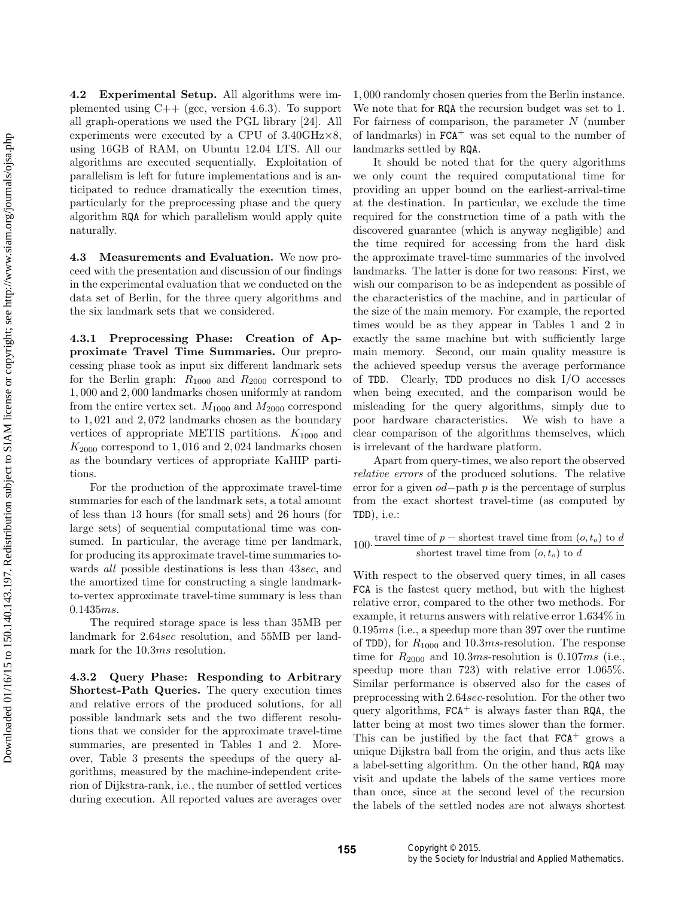**4.2 Experimental Setup.** All algorithms were implemented using C++ (gcc, version 4.6.3). To support all graph-operations we used the PGL library [24]. All experiments were executed by a CPU of 3.40GHz×8, using 16GB of RAM, on Ubuntu 12.04 LTS. All our algorithms are executed sequentially. Exploitation of parallelism is left for future implementations and is anticipated to reduce dramatically the execution times, particularly for the preprocessing phase and the query algorithm RQA for which parallelism would apply quite naturally.

**4.3 Measurements and Evaluation.** We now proceed with the presentation and discussion of our findings in the experimental evaluation that we conducted on the data set of Berlin, for the three query algorithms and the six landmark sets that we considered.

**4.3.1 Preprocessing Phase: Creation of Approximate Travel Time Summaries.** Our preprocessing phase took as input six different landmark sets for the Berlin graph: $R_{1000}$ and $R_{2000}$ correspond to 1,000 and 2,000 landmarks chosen uniformly at random from the entire vertex set. $M_{1000}$ and $M_{2000}$ correspond to 1,021 and 2,072 landmarks chosen as the boundary vertices of appropriate METIS partitions. $K_{1000}$ and $K_{2000}$ correspond to 1,016 and 2,024 landmarks chosen as the boundary vertices of appropriate KaHIP partitions.

For the production of the approximate travel-time summaries for each of the landmark sets, a total amount of less than 13 hours (for small sets) and 26 hours (for large sets) of sequential computational time was consumed. In particular, the average time per landmark, for producing its approximate travel-time summaries towards *all* possible destinations is less than 43*sec*, and the amortized time for constructing a single landmark-to-vertex approximate travel-time summary is less than 0.1435*ms*.

The required storage space is less than 35MB per landmark for 2.64*sec* resolution, and 55MB per landmark for the 10.3*ms* resolution.

**4.3.2 Query Phase: Responding to Arbitrary Shortest-Path Queries.** The query execution times and relative errors of the produced solutions, for all possible landmark sets and the two different resolutions that we consider for the approximate travel-time summaries, are presented in Tables 1 and 2. Moreover, Table 3 presents the speedups of the query algorithms, measured by the machine-independent criterion of Dijkstra-rank, i.e., the number of settled vertices during execution. All reported values are averages over 1,000 randomly chosen queries from the Berlin instance. We note that for RQA the recursion budget was set to 1. For fairness of comparison, the parameter $N$ (number of landmarks) in FCA$^+$ was set equal to the number of landmarks settled by RQA.

It should be noted that for the query algorithms we only count the required computational time for providing an upper bound on the earliest-arrival-time at the destination. In particular, we exclude the time required for the construction time of a path with the discovered guarantee (which is anyway negligible) and the time required for accessing from the hard disk the approximate travel-time summaries of the involved landmarks. The latter is done for two reasons: First, we wish our comparison to be as independent as possible of the characteristics of the machine, and in particular of the size of the main memory. For example, the reported times would be as they appear in Tables 1 and 2 in exactly the same machine but with sufficiently large main memory. Second, our main quality measure is the achieved speedup versus the average performance of TDD. Clearly, TDD produces no disk I/O accesses when being executed, and the comparison would be misleading for the query algorithms, simply due to poor hardware characteristics. We wish to have a clear comparison of the algorithms themselves, which is irrelevant of the hardware platform.

Apart from query-times, we also report the observed *relative errors* of the produced solutions. The relative error for a given $od-$path $p$ is the percentage of surplus from the exact shortest travel-time (as computed by TDD), i.e.:

$$100 \cdot \frac{\text{travel time of } p - \text{shortest travel time from } (o, t_o) \text{ to } d}{\text{shortest travel time from } (o, t_o) \text{ to } d}$$

With respect to the observed query times, in all cases FCA is the fastest query method, but with the highest relative error, compared to the other two methods. For example, it returns answers with relative error 1.634% in 0.195*ms* (i.e., a speedup more than 397 over the runtime of TDD), for $R_{1000}$ and 10.3*ms*-resolution. The response time for $R_{2000}$ and 10.3*ms*-resolution is 0.107*ms* (i.e., speedup more than 723) with relative error 1.065%. Similar performance is observed also for the cases of preprocessing with 2.64*sec*-resolution. For the other two query algorithms, FCA$^+$ is always faster than RQA, the latter being at most two times slower than the former. This can be justified by the fact that FCA$^+$ grows a unique Dijkstra ball from the origin, and thus acts like a label-setting algorithm. On the other hand, RQA may visit and update the labels of the same vertices more than once, since at the second level of the recursion the labels of the settled nodes are not always shortest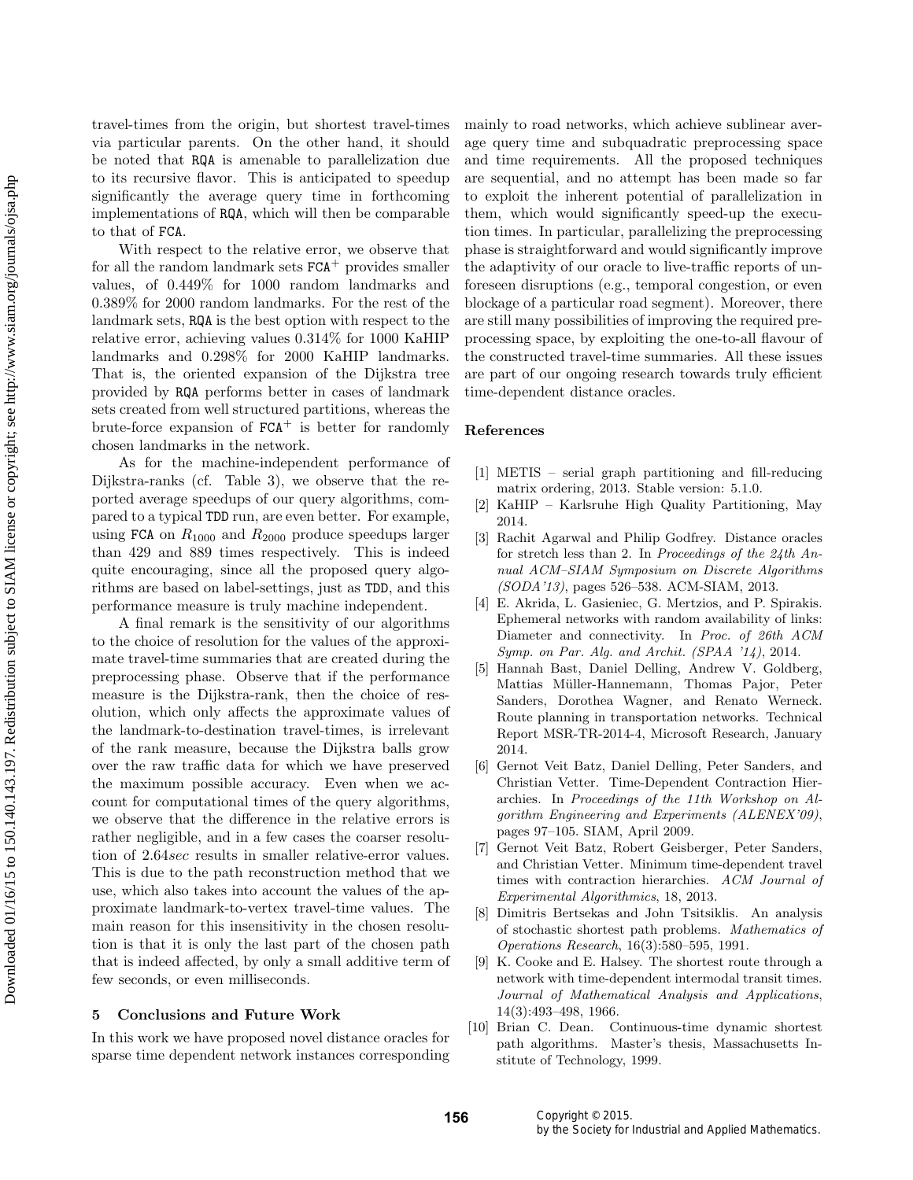travel-times from the origin, but shortest travel-times via particular parents. On the other hand, it should be noted that RQA is amenable to parallelization due to its recursive flavor. This is anticipated to speedup significantly the average query time in forthcoming implementations of RQA, which will then be comparable to that of FCA.

With respect to the relative error, we observe that for all the random landmark sets $\texttt{FCA}^+$ provides smaller values, of 0.449% for 1000 random landmarks and 0.389% for 2000 random landmarks. For the rest of the landmark sets, RQA is the best option with respect to the relative error, achieving values 0.314% for 1000 KaHIP landmarks and 0.298% for 2000 KaHIP landmarks. That is, the oriented expansion of the Dijkstra tree provided by RQA performs better in cases of landmark sets created from well structured partitions, whereas the brute-force expansion of $\texttt{FCA}^+$ is better for randomly chosen landmarks in the network.

As for the machine-independent performance of Dijkstra-ranks (cf. Table 3), we observe that the reported average speedups of our query algorithms, compared to a typical TDD run, are even better. For example, using FCA on $R_{1000}$ and $R_{2000}$ produce speedups larger than 429 and 889 times respectively. This is indeed quite encouraging, since all the proposed query algorithms are based on label-settings, just as TDD, and this performance measure is truly machine independent.

A final remark is the sensitivity of our algorithms to the choice of resolution for the values of the approximate travel-time summaries that are created during the preprocessing phase. Observe that if the performance measure is the Dijkstra-rank, then the choice of resolution, which only affects the approximate values of the landmark-to-destination travel-times, is irrelevant of the rank measure, because the Dijkstra balls grow over the raw traffic data for which we have preserved the maximum possible accuracy. Even when we account for computational times of the query algorithms, we observe that the difference in the relative errors is rather negligible, and in a few cases the coarser resolution of 2.64*sec* results in smaller relative-error values. This is due to the path reconstruction method that we use, which also takes into account the values of the approximate landmark-to-vertex travel-time values. The main reason for this insensitivity in the chosen resolution is that it is only the last part of the chosen path that is indeed affected, by only a small additive term of few seconds, or even milliseconds.

## 5 Conclusions and Future Work

In this work we have proposed novel distance oracles for sparse time dependent network instances corresponding mainly to road networks, which achieve sublinear average query time and subquadratic preprocessing space and time requirements. All the proposed techniques are sequential, and no attempt has been made so far to exploit the inherent potential of parallelization in them, which would significantly speed-up the execution times. In particular, parallelizing the preprocessing phase is straightforward and would significantly improve the adaptivity of our oracle to live-traffic reports of unforeseen disruptions (e.g., temporal congestion, or even blockage of a particular road segment). Moreover, there are still many possibilities of improving the required preprocessing space, by exploiting the one-to-all flavour of the constructed travel-time summaries. All these issues are part of our ongoing research towards truly efficient time-dependent distance oracles.

## References

[1] METIS – serial graph partitioning and fill-reducing matrix ordering, 2013. Stable version: 5.1.0.

[2] KaHIP – Karlsruhe High Quality Partitioning, May 2014.

[3] Rachit Agarwal and Philip Godfrey. Distance oracles for stretch less than 2. In *Proceedings of the 24th Annual ACM–SIAM Symposium on Discrete Algorithms (SODA'13)*, pages 526–538. ACM-SIAM, 2013.

[4] E. Akrida, L. Gasieniec, G. Mertzios, and P. Spirakis. Ephemeral networks with random availability of links: Diameter and connectivity. In *Proc. of 26th ACM Symp. on Par. Alg. and Archit. (SPAA '14)*, 2014.

[5] Hannah Bast, Daniel Delling, Andrew V. Goldberg, Mattias Müller-Hannemann, Thomas Pajor, Peter Sanders, Dorothea Wagner, and Renato Werneck. Route planning in transportation networks. Technical Report MSR-TR-2014-4, Microsoft Research, January 2014.

[6] Gernot Veit Batz, Daniel Delling, Peter Sanders, and Christian Vetter. Time-Dependent Contraction Hierarchies. In *Proceedings of the 11th Workshop on Algorithm Engineering and Experiments (ALENEX'09)*, pages 97–105. SIAM, April 2009.

[7] Gernot Veit Batz, Robert Geisberger, Peter Sanders, and Christian Vetter. Minimum time-dependent travel times with contraction hierarchies. *ACM Journal of Experimental Algorithmics*, 18, 2013.

[8] Dimitris Bertsekas and John Tsitsiklis. An analysis of stochastic shortest path problems. *Mathematics of Operations Research*, 16(3):580–595, 1991.

[9] K. Cooke and E. Halsey. The shortest route through a network with time-dependent intermodal transit times. *Journal of Mathematical Analysis and Applications*, 14(3):493–498, 1966.

[10] Brian C. Dean. Continuous-time dynamic shortest path algorithms. Master's thesis, Massachusetts Institute of Technology, 1999.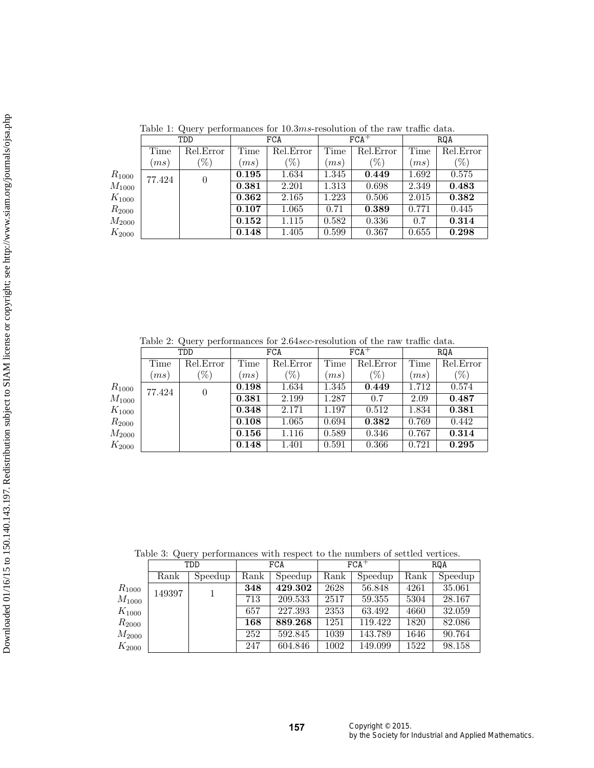Table 1: Query performances for 10.3$ms$-resolution of the raw traffic data.

| | TDD | | FCA | | FCA$^+$ | | RQA | |
|---|---|---|---|---|---|---|---|---|
| | Time ($ms$) | Rel.Error (%) | Time ($ms$) | Rel.Error (%) | Time ($ms$) | Rel.Error (%) | Time ($ms$) | Rel.Error (%) |
| $R_{1000}$ | 77.424 | 0 | **0.195** | 1.634 | 1.345 | **0.449** | 1.692 | 0.575 |
| $M_{1000}$ | | | **0.381** | 2.201 | 1.313 | 0.698 | 2.349 | **0.483** |
| $K_{1000}$ | | | **0.362** | 2.165 | 1.223 | 0.506 | 2.015 | **0.382** |
| $R_{2000}$ | | | **0.107** | 1.065 | 0.71 | **0.389** | 0.771 | 0.445 |
| $M_{2000}$ | | | **0.152** | 1.115 | 0.582 | 0.336 | 0.7 | **0.314** |
| $K_{2000}$ | | | **0.148** | 1.405 | 0.599 | 0.367 | 0.655 | **0.298** |

Table 2: Query performances for 2.64$sec$-resolution of the raw traffic data.

| | TDD | | FCA | | FCA$^+$ | | RQA | |
|---|---|---|---|---|---|---|---|---|
| | Time ($ms$) | Rel.Error (%) | Time ($ms$) | Rel.Error (%) | Time ($ms$) | Rel.Error (%) | Time ($ms$) | Rel.Error (%) |
| $R_{1000}$ | 77.424 | 0 | **0.198** | 1.634 | 1.345 | **0.449** | 1.712 | 0.574 |
| $M_{1000}$ | | | **0.381** | 2.199 | 1.287 | 0.7 | 2.09 | **0.487** |
| $K_{1000}$ | | | **0.348** | 2.171 | 1.197 | 0.512 | 1.834 | **0.381** |
| $R_{2000}$ | | | **0.108** | 1.065 | 0.694 | **0.382** | 0.769 | 0.442 |
| $M_{2000}$ | | | **0.156** | 1.116 | 0.589 | 0.346 | 0.767 | **0.314** |
| $K_{2000}$ | | | **0.148** | 1.401 | 0.591 | 0.366 | 0.721 | **0.295** |

Table 3: Query performances with respect to the numbers of settled vertices.

| | TDD | | FCA | | FCA$^+$ | | RQA | |
|---|---|---|---|---|---|---|---|---|
| | Rank | Speedup | Rank | Speedup | Rank | Speedup | Rank | Speedup |
| $R_{1000}$ | 149397 | 1 | **348** | **429.302** | 2628 | 56.848 | 4261 | 35.061 |
| $M_{1000}$ | | | 713 | 209.533 | 2517 | 59.355 | 5304 | 28.167 |
| $K_{1000}$ | | | 657 | 227.393 | 2353 | 63.492 | 4660 | 32.059 |
| $R_{2000}$ | | | **168** | **889.268** | 1251 | 119.422 | 1820 | 82.086 |
| $M_{2000}$ | | | 252 | 592.845 | 1039 | 143.789 | 1646 | 90.764 |
| $K_{2000}$ | | | 247 | 604.846 | 1002 | 149.099 | 1522 | 98.158 |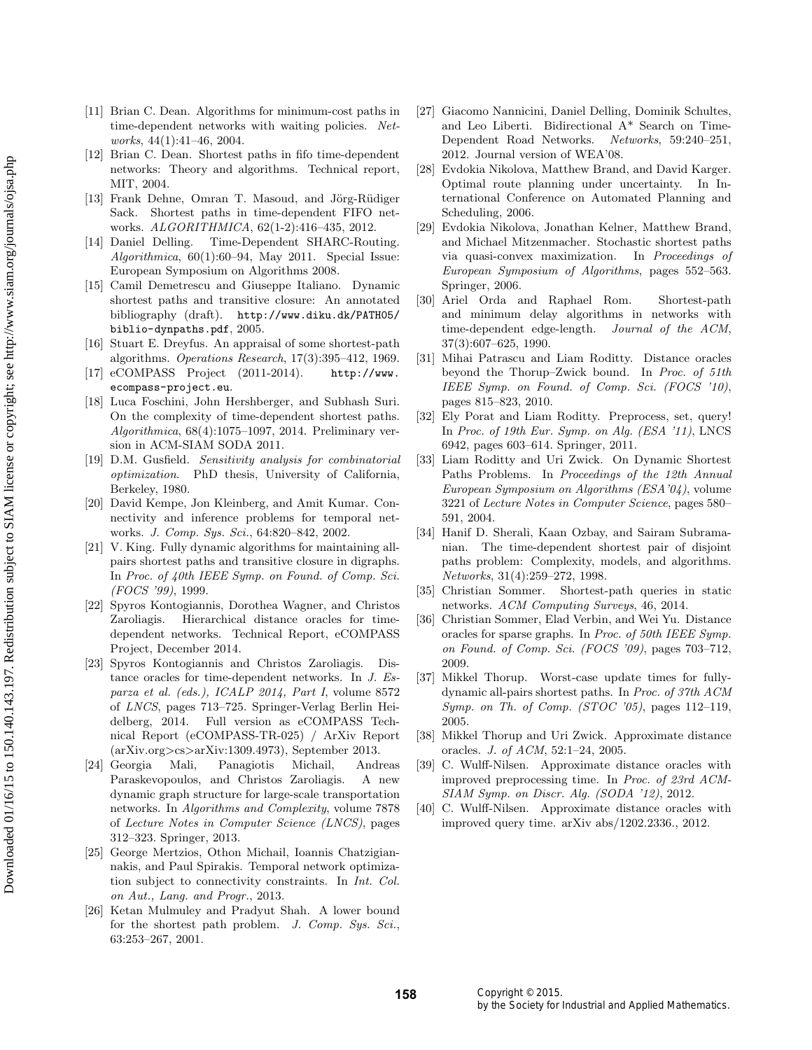[11] Brian C. Dean. Algorithms for minimum-cost paths in time-dependent networks with waiting policies. *Networks*, 44(1):41–46, 2004.

[12] Brian C. Dean. Shortest paths in fifo time-dependent networks: Theory and algorithms. Technical report, MIT, 2004.

[13] Frank Dehne, Omran T. Masoud, and Jörg-Rüdiger Sack. Shortest paths in time-dependent FIFO networks. *ALGORITHMICA*, 62(1-2):416–435, 2012.

[14] Daniel Delling. Time-Dependent SHARC-Routing. *Algorithmica*, 60(1):60–94, May 2011. Special Issue: European Symposium on Algorithms 2008.

[15] Camil Demetrescu and Giuseppe Italiano. Dynamic shortest paths and transitive closure: An annotated bibliography (draft). `http://www.diku.dk/PATH05/biblio-dynpaths.pdf`, 2005.

[16] Stuart E. Dreyfus. An appraisal of some shortest-path algorithms. *Operations Research*, 17(3):395–412, 1969.

[17] eCOMPASS Project (2011-2014). `http://www.ecompass-project.eu`.

[18] Luca Foschini, John Hershberger, and Subhash Suri. On the complexity of time-dependent shortest paths. *Algorithmica*, 68(4):1075–1097, 2014. Preliminary version in ACM-SIAM SODA 2011.

[19] D.M. Gusfield. *Sensitivity analysis for combinatorial optimization*. PhD thesis, University of California, Berkeley, 1980.

[20] David Kempe, Jon Kleinberg, and Amit Kumar. Connectivity and inference problems for temporal networks. *J. Comp. Sys. Sci.*, 64:820–842, 2002.

[21] V. King. Fully dynamic algorithms for maintaining all-pairs shortest paths and transitive closure in digraphs. In *Proc. of 40th IEEE Symp. on Found. of Comp. Sci. (FOCS '99)*, 1999.

[22] Spyros Kontogiannis, Dorothea Wagner, and Christos Zaroliagis. Hierarchical distance oracles for time-dependent networks. Technical Report, eCOMPASS Project, December 2014.

[23] Spyros Kontogiannis and Christos Zaroliagis. Distance oracles for time-dependent networks. In *J. Esparza et al. (eds.), ICALP 2014, Part I*, volume 8572 of *LNCS*, pages 713–725. Springer-Verlag Berlin Heidelberg, 2014. Full version as eCOMPASS Technical Report (eCOMPASS-TR-025) / ArXiv Report (arXiv.org>cs>arXiv:1309.4973), September 2013.

[24] Georgia Mali, Panagiotis Michail, Andreas Paraskevopoulos, and Christos Zaroliagis. A new dynamic graph structure for large-scale transportation networks. In *Algorithms and Complexity*, volume 7878 of *Lecture Notes in Computer Science (LNCS)*, pages 312–323. Springer, 2013.

[25] George Mertzios, Othon Michail, Ioannis Chatzigiannakis, and Paul Spirakis. Temporal network optimization subject to connectivity constraints. In *Int. Col. on Aut., Lang. and Progr.*, 2013.

[26] Ketan Mulmuley and Pradyut Shah. A lower bound for the shortest path problem. *J. Comp. Sys. Sci.*, 63:253–267, 2001.

[27] Giacomo Nannicini, Daniel Delling, Dominik Schultes, and Leo Liberti. Bidirectional A* Search on Time-Dependent Road Networks. *Networks*, 59:240–251, 2012. Journal version of WEA'08.

[28] Evdokia Nikolova, Matthew Brand, and David Karger. Optimal route planning under uncertainty. In International Conference on Automated Planning and Scheduling, 2006.

[29] Evdokia Nikolova, Jonathan Kelner, Matthew Brand, and Michael Mitzenmacher. Stochastic shortest paths via quasi-convex maximization. In *Proceedings of European Symposium of Algorithms*, pages 552–563. Springer, 2006.

[30] Ariel Orda and Raphael Rom. Shortest-path and minimum delay algorithms in networks with time-dependent edge-length. *Journal of the ACM*, 37(3):607–625, 1990.

[31] Mihai Patrascu and Liam Roditty. Distance oracles beyond the Thorup–Zwick bound. In *Proc. of 51th IEEE Symp. on Found. of Comp. Sci. (FOCS '10)*, pages 815–823, 2010.

[32] Ely Porat and Liam Roditty. Preprocess, set, query! In *Proc. of 19th Eur. Symp. on Alg. (ESA '11)*, LNCS 6942, pages 603–614. Springer, 2011.

[33] Liam Roditty and Uri Zwick. On Dynamic Shortest Paths Problems. In *Proceedings of the 12th Annual European Symposium on Algorithms (ESA'04)*, volume 3221 of *Lecture Notes in Computer Science*, pages 580–591, 2004.

[34] Hanif D. Sherali, Kaan Ozbay, and Sairam Subramanian. The time-dependent shortest pair of disjoint paths problem: Complexity, models, and algorithms. *Networks*, 31(4):259–272, 1998.

[35] Christian Sommer. Shortest-path queries in static networks. *ACM Computing Surveys*, 46, 2014.

[36] Christian Sommer, Elad Verbin, and Wei Yu. Distance oracles for sparse graphs. In *Proc. of 50th IEEE Symp. on Found. of Comp. Sci. (FOCS '09)*, pages 703–712, 2009.

[37] Mikkel Thorup. Worst-case update times for fully-dynamic all-pairs shortest paths. In *Proc. of 37th ACM Symp. on Th. of Comp. (STOC '05)*, pages 112–119, 2005.

[38] Mikkel Thorup and Uri Zwick. Approximate distance oracles. *J. of ACM*, 52:1–24, 2005.

[39] C. Wulff-Nilsen. Approximate distance oracles with improved preprocessing time. In *Proc. of 23rd ACM-SIAM Symp. on Discr. Alg. (SODA '12)*, 2012.

[40] C. Wulff-Nilsen. Approximate distance oracles with improved query time. arXiv abs/1202.2336., 2012.